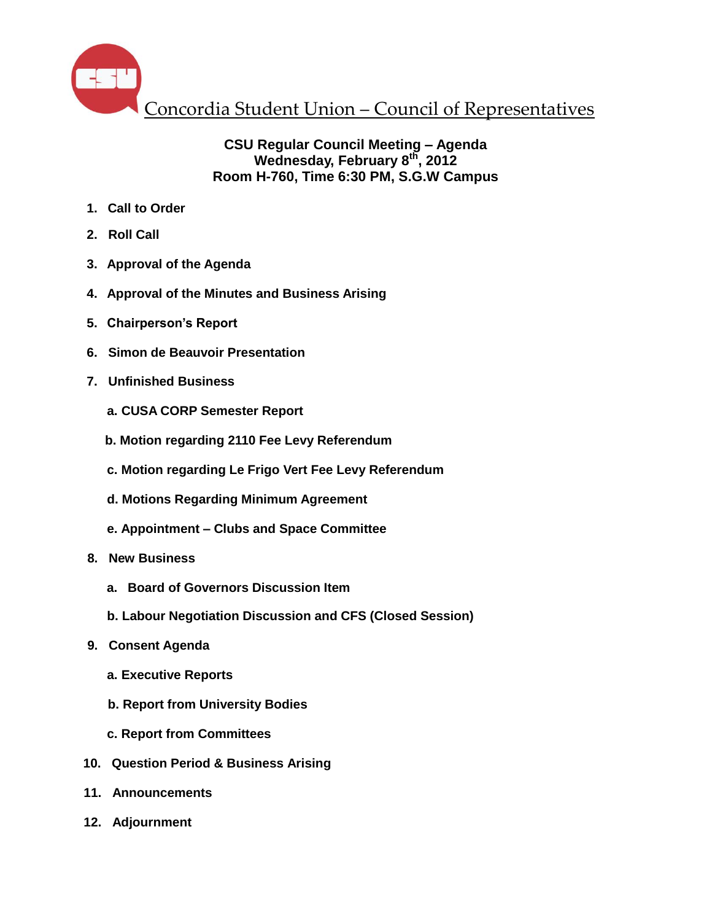# Concordia Student Union – Council of Representatives

**CSU Regular Council Meeting – Agenda**
**Wednesday, February 8th, 2012**
**Room H-760, Time 6:30 PM, S.G.W Campus**

1. **Call to Order**
2. **Roll Call**
3. **Approval of the Agenda**
4. **Approval of the Minutes and Business Arising**
5. **Chairperson's Report**
6. **Simon de Beauvoir Presentation**
7. **Unfinished Business**
   a. **CUSA CORP Semester Report**
   b. **Motion regarding 2110 Fee Levy Referendum**
   c. **Motion regarding Le Frigo Vert Fee Levy Referendum**
   d. **Motions Regarding Minimum Agreement**
   e. **Appointment – Clubs and Space Committee**
8. **New Business**
   a. **Board of Governors Discussion Item**
   b. **Labour Negotiation Discussion and CFS (Closed Session)**
9. **Consent Agenda**
   a. **Executive Reports**
   b. **Report from University Bodies**
   c. **Report from Committees**
10. **Question Period & Business Arising**
11. **Announcements**
12. **Adjournment**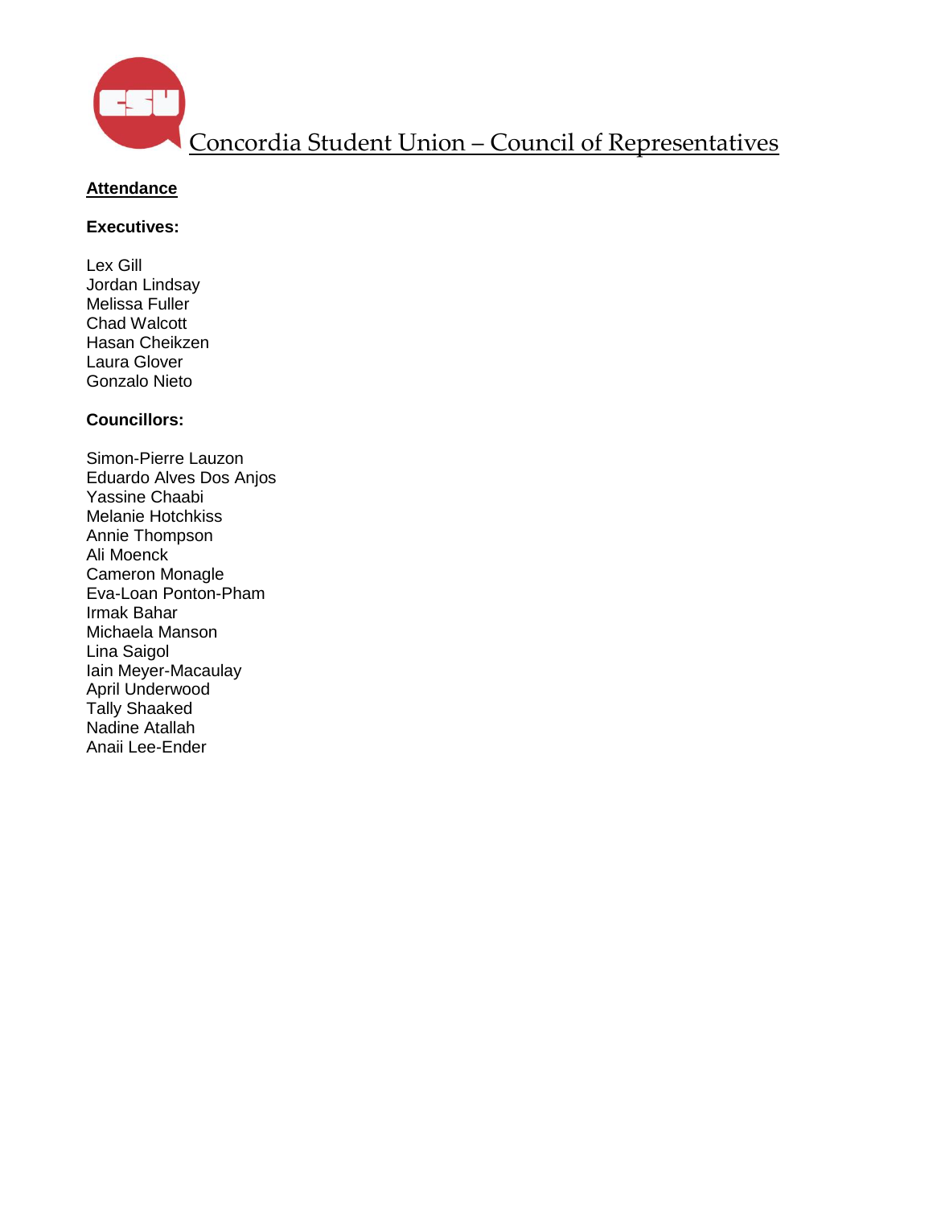# Concordia Student Union – Council of Representatives

**Attendance**

**Executives:**

Lex Gill
Jordan Lindsay
Melissa Fuller
Chad Walcott
Hasan Cheikzen
Laura Glover
Gonzalo Nieto

**Councillors:**

Simon-Pierre Lauzon
Eduardo Alves Dos Anjos
Yassine Chaabi
Melanie Hotchkiss
Annie Thompson
Ali Moenck
Cameron Monagle
Eva-Loan Ponton-Pham
Irmak Bahar
Michaela Manson
Lina Saigol
Iain Meyer-Macaulay
April Underwood
Tally Shaaked
Nadine Atallah
Anaii Lee-Ender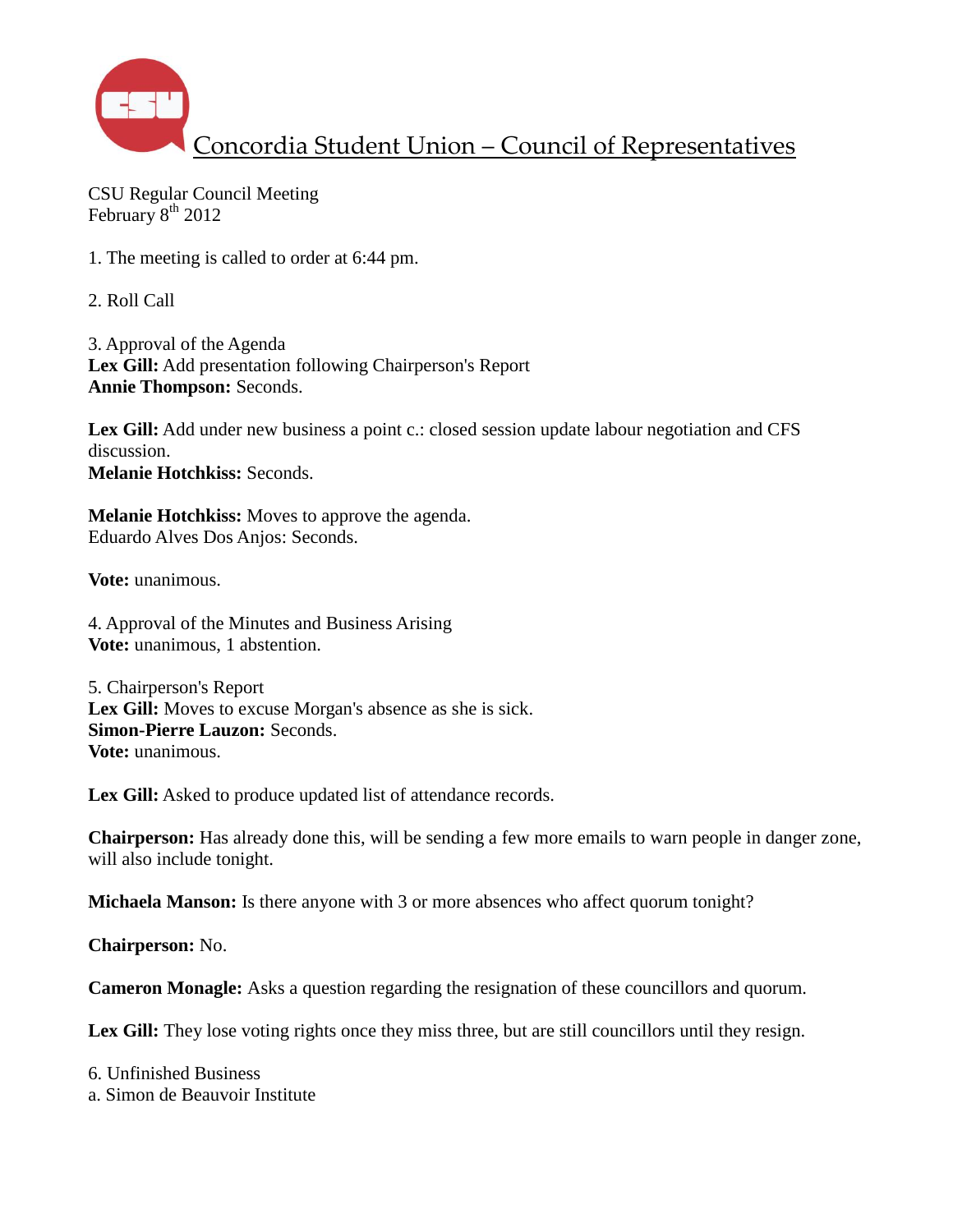# Concordia Student Union – Council of Representatives

CSU Regular Council Meeting
February 8th 2012

1. The meeting is called to order at 6:44 pm.

2. Roll Call

3. Approval of the Agenda
**Lex Gill:** Add presentation following Chairperson's Report
**Annie Thompson:** Seconds.

**Lex Gill:** Add under new business a point c.: closed session update labour negotiation and CFS discussion.
**Melanie Hotchkiss:** Seconds.

**Melanie Hotchkiss:** Moves to approve the agenda.
Eduardo Alves Dos Anjos: Seconds.

**Vote:** unanimous.

4. Approval of the Minutes and Business Arising
**Vote:** unanimous, 1 abstention.

5. Chairperson's Report
**Lex Gill:** Moves to excuse Morgan's absence as she is sick.
**Simon-Pierre Lauzon:** Seconds.
**Vote:** unanimous.

**Lex Gill:** Asked to produce updated list of attendance records.

**Chairperson:** Has already done this, will be sending a few more emails to warn people in danger zone, will also include tonight.

**Michaela Manson:** Is there anyone with 3 or more absences who affect quorum tonight?

**Chairperson:** No.

**Cameron Monagle:** Asks a question regarding the resignation of these councillors and quorum.

**Lex Gill:** They lose voting rights once they miss three, but are still councillors until they resign.

6. Unfinished Business
a. Simon de Beauvoir Institute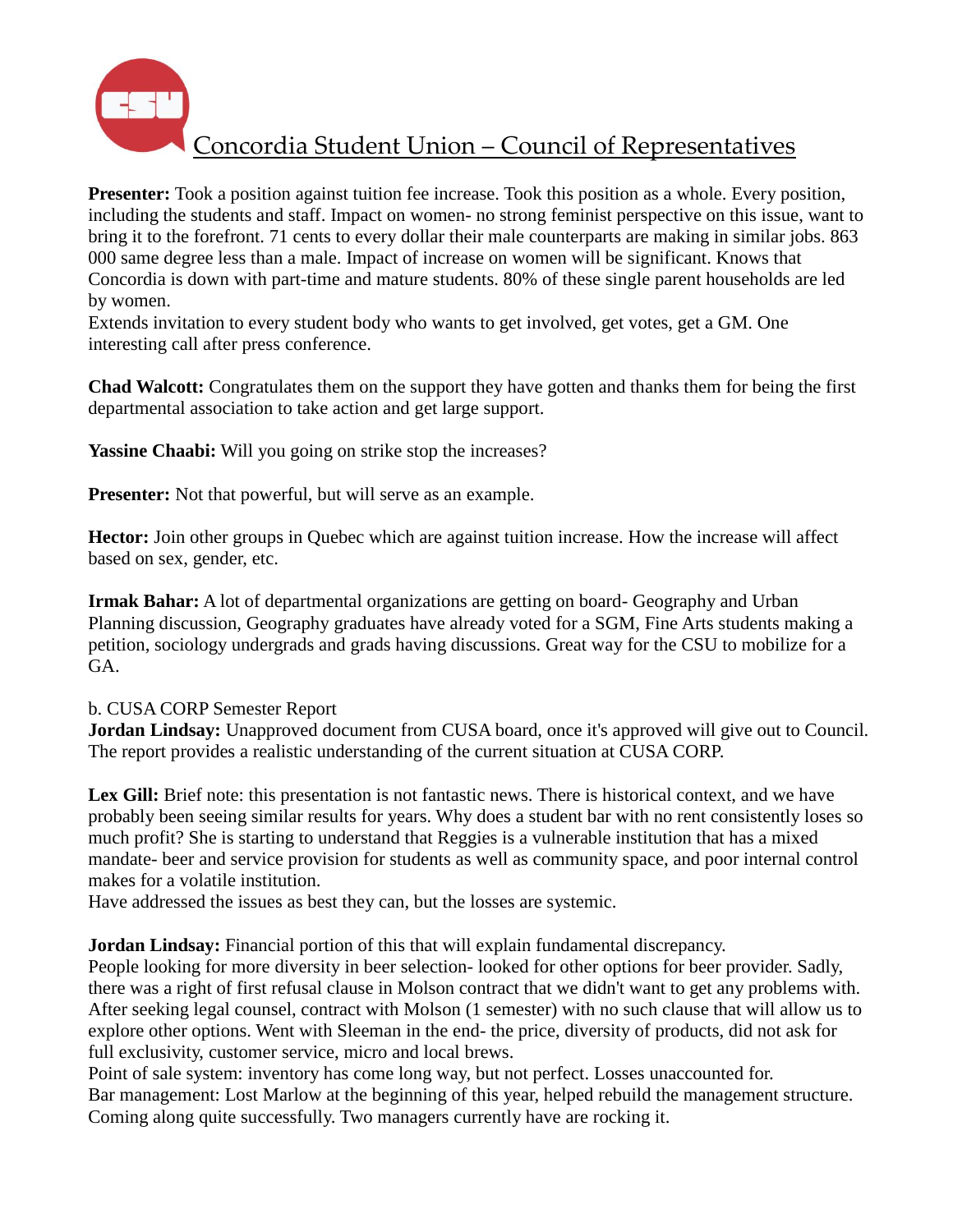# Concordia Student Union – Council of Representatives

**Presenter:** Took a position against tuition fee increase. Took this position as a whole. Every position, including the students and staff. Impact on women- no strong feminist perspective on this issue, want to bring it to the forefront. 71 cents to every dollar their male counterparts are making in similar jobs. 863 000 same degree less than a male. Impact of increase on women will be significant. Knows that Concordia is down with part-time and mature students. 80% of these single parent households are led by women.
Extends invitation to every student body who wants to get involved, get votes, get a GM. One interesting call after press conference.

**Chad Walcott:** Congratulates them on the support they have gotten and thanks them for being the first departmental association to take action and get large support.

**Yassine Chaabi:** Will you going on strike stop the increases?

**Presenter:** Not that powerful, but will serve as an example.

**Hector:** Join other groups in Quebec which are against tuition increase. How the increase will affect based on sex, gender, etc.

**Irmak Bahar:** A lot of departmental organizations are getting on board- Geography and Urban Planning discussion, Geography graduates have already voted for a SGM, Fine Arts students making a petition, sociology undergrads and grads having discussions. Great way for the CSU to mobilize for a GA.

b. CUSA CORP Semester Report

**Jordan Lindsay:** Unapproved document from CUSA board, once it's approved will give out to Council. The report provides a realistic understanding of the current situation at CUSA CORP.

**Lex Gill:** Brief note: this presentation is not fantastic news. There is historical context, and we have probably been seeing similar results for years. Why does a student bar with no rent consistently loses so much profit? She is starting to understand that Reggies is a vulnerable institution that has a mixed mandate- beer and service provision for students as well as community space, and poor internal control makes for a volatile institution.
Have addressed the issues as best they can, but the losses are systemic.

**Jordan Lindsay:** Financial portion of this that will explain fundamental discrepancy.
People looking for more diversity in beer selection- looked for other options for beer provider. Sadly, there was a right of first refusal clause in Molson contract that we didn't want to get any problems with. After seeking legal counsel, contract with Molson (1 semester) with no such clause that will allow us to explore other options. Went with Sleeman in the end- the price, diversity of products, did not ask for full exclusivity, customer service, micro and local brews.
Point of sale system: inventory has come long way, but not perfect. Losses unaccounted for.
Bar management: Lost Marlow at the beginning of this year, helped rebuild the management structure. Coming along quite successfully. Two managers currently have are rocking it.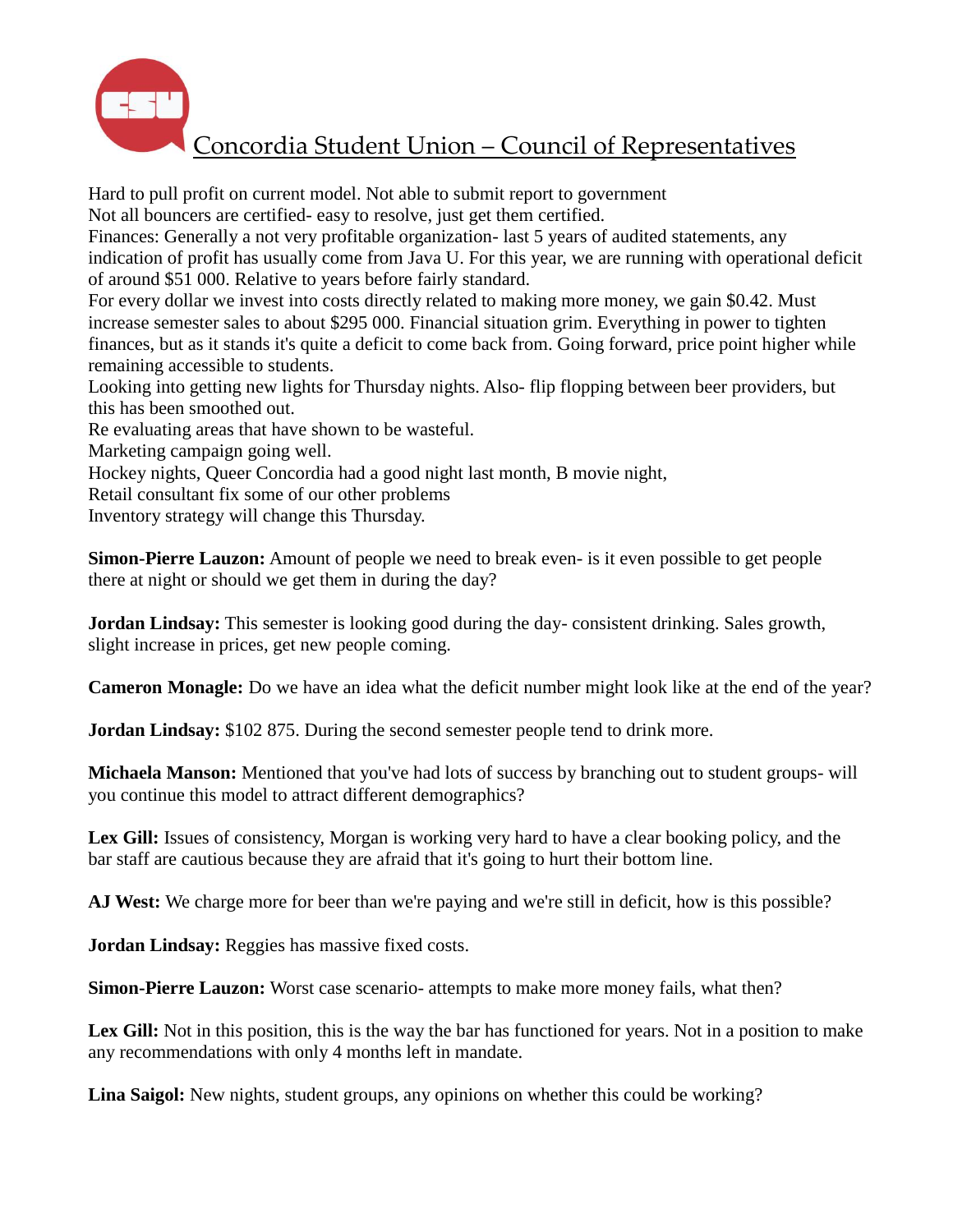Hard to pull profit on current model. Not able to submit report to government
Not all bouncers are certified- easy to resolve, just get them certified.
Finances: Generally a not very profitable organization- last 5 years of audited statements, any indication of profit has usually come from Java U. For this year, we are running with operational deficit of around $51 000. Relative to years before fairly standard.
For every dollar we invest into costs directly related to making more money, we gain $0.42. Must increase semester sales to about $295 000. Financial situation grim. Everything in power to tighten finances, but as it stands it's quite a deficit to come back from. Going forward, price point higher while remaining accessible to students.
Looking into getting new lights for Thursday nights. Also- flip flopping between beer providers, but this has been smoothed out.
Re evaluating areas that have shown to be wasteful.
Marketing campaign going well.
Hockey nights, Queer Concordia had a good night last month, B movie night,
Retail consultant fix some of our other problems
Inventory strategy will change this Thursday.

**Simon-Pierre Lauzon:** Amount of people we need to break even- is it even possible to get people there at night or should we get them in during the day?

**Jordan Lindsay:** This semester is looking good during the day- consistent drinking. Sales growth, slight increase in prices, get new people coming.

**Cameron Monagle:** Do we have an idea what the deficit number might look like at the end of the year?

**Jordan Lindsay:** $102 875. During the second semester people tend to drink more.

**Michaela Manson:** Mentioned that you've had lots of success by branching out to student groups- will you continue this model to attract different demographics?

**Lex Gill:** Issues of consistency, Morgan is working very hard to have a clear booking policy, and the bar staff are cautious because they are afraid that it's going to hurt their bottom line.

**AJ West:** We charge more for beer than we're paying and we're still in deficit, how is this possible?

**Jordan Lindsay:** Reggies has massive fixed costs.

**Simon-Pierre Lauzon:** Worst case scenario- attempts to make more money fails, what then?

**Lex Gill:** Not in this position, this is the way the bar has functioned for years. Not in a position to make any recommendations with only 4 months left in mandate.

**Lina Saigol:** New nights, student groups, any opinions on whether this could be working?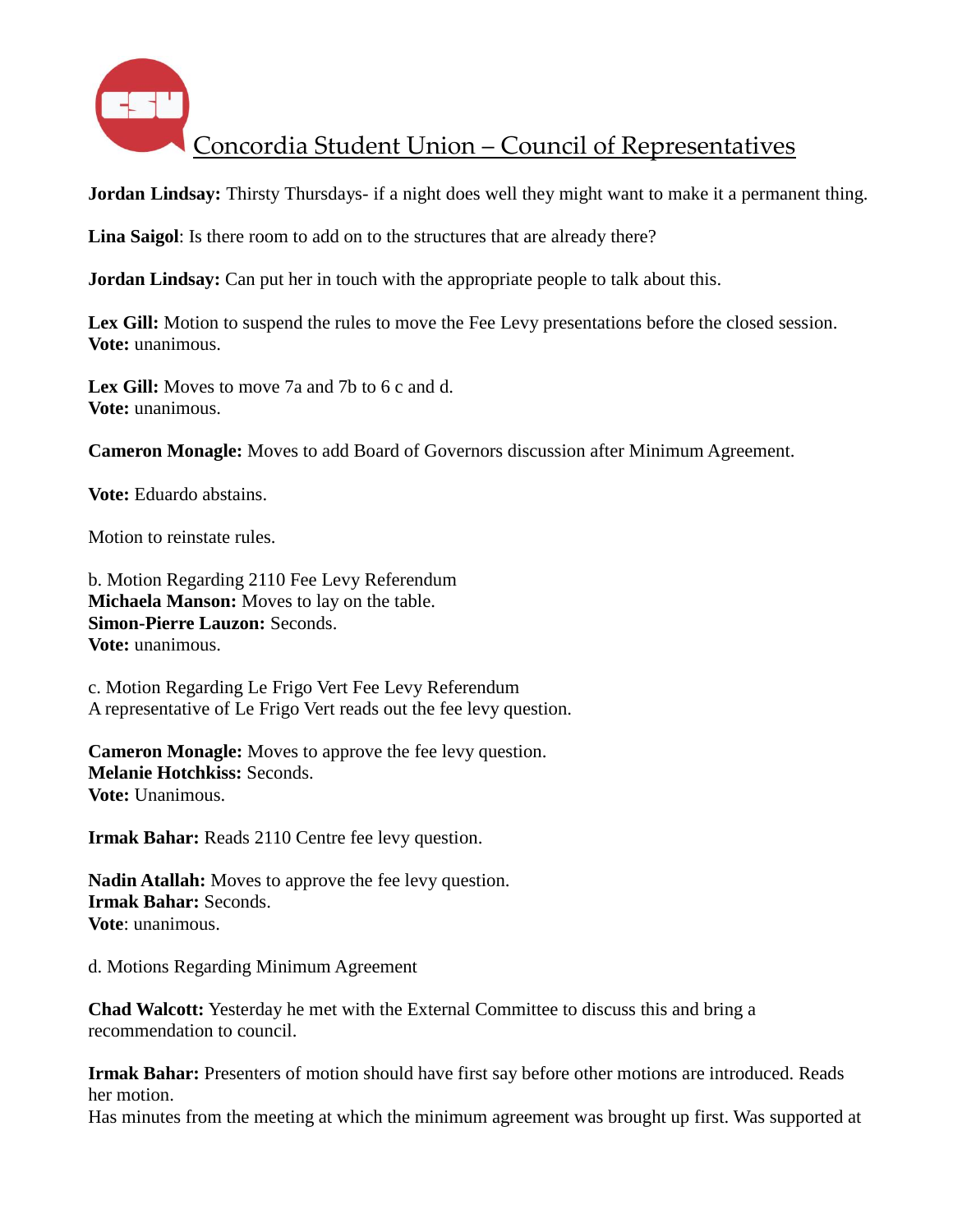**Jordan Lindsay:** Thirsty Thursdays- if a night does well they might want to make it a permanent thing.

**Lina Saigol**: Is there room to add on to the structures that are already there?

**Jordan Lindsay:** Can put her in touch with the appropriate people to talk about this.

**Lex Gill:** Motion to suspend the rules to move the Fee Levy presentations before the closed session.
**Vote:** unanimous.

**Lex Gill:** Moves to move 7a and 7b to 6 c and d.
**Vote:** unanimous.

**Cameron Monagle:** Moves to add Board of Governors discussion after Minimum Agreement.

**Vote:** Eduardo abstains.

Motion to reinstate rules.

b. Motion Regarding 2110 Fee Levy Referendum
**Michaela Manson:** Moves to lay on the table.
**Simon-Pierre Lauzon:** Seconds.
**Vote:** unanimous.

c. Motion Regarding Le Frigo Vert Fee Levy Referendum
A representative of Le Frigo Vert reads out the fee levy question.

**Cameron Monagle:** Moves to approve the fee levy question.
**Melanie Hotchkiss:** Seconds.
**Vote:** Unanimous.

**Irmak Bahar:** Reads 2110 Centre fee levy question.

**Nadin Atallah:** Moves to approve the fee levy question.
**Irmak Bahar:** Seconds.
**Vote**: unanimous.

d. Motions Regarding Minimum Agreement

**Chad Walcott:** Yesterday he met with the External Committee to discuss this and bring a recommendation to council.

**Irmak Bahar:** Presenters of motion should have first say before other motions are introduced. Reads her motion.
Has minutes from the meeting at which the minimum agreement was brought up first. Was supported at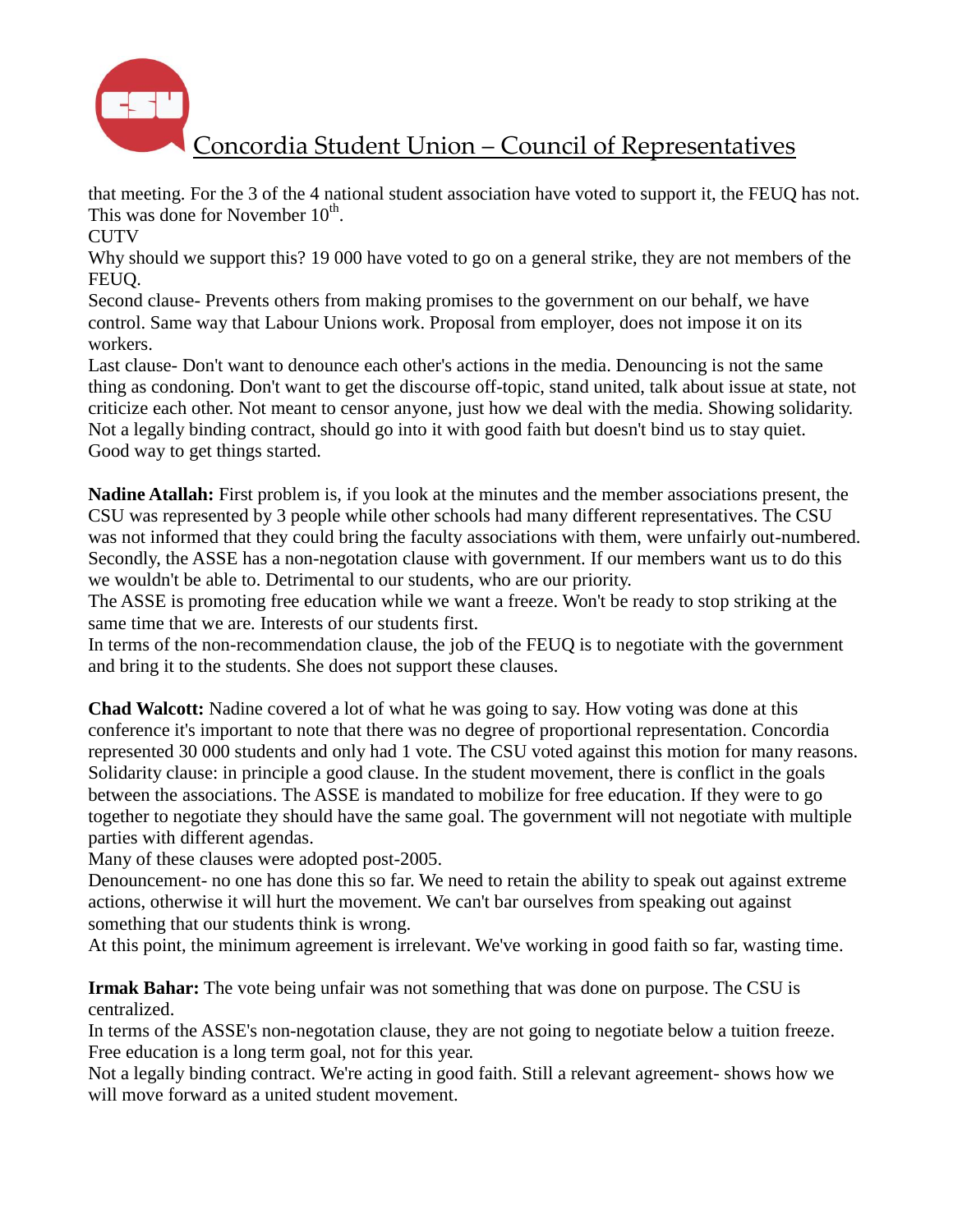that meeting. For the 3 of the 4 national student association have voted to support it, the FEUQ has not. This was done for November 10th.

CUTV

Why should we support this? 19 000 have voted to go on a general strike, they are not members of the FEUQ.

Second clause- Prevents others from making promises to the government on our behalf, we have control. Same way that Labour Unions work. Proposal from employer, does not impose it on its workers.

Last clause- Don't want to denounce each other's actions in the media. Denouncing is not the same thing as condoning. Don't want to get the discourse off-topic, stand united, talk about issue at state, not criticize each other. Not meant to censor anyone, just how we deal with the media. Showing solidarity. Not a legally binding contract, should go into it with good faith but doesn't bind us to stay quiet. Good way to get things started.

**Nadine Atallah:** First problem is, if you look at the minutes and the member associations present, the CSU was represented by 3 people while other schools had many different representatives. The CSU was not informed that they could bring the faculty associations with them, were unfairly out-numbered. Secondly, the ASSE has a non-negotation clause with government. If our members want us to do this we wouldn't be able to. Detrimental to our students, who are our priority.

The ASSE is promoting free education while we want a freeze. Won't be ready to stop striking at the same time that we are. Interests of our students first.

In terms of the non-recommendation clause, the job of the FEUQ is to negotiate with the government and bring it to the students. She does not support these clauses.

**Chad Walcott:** Nadine covered a lot of what he was going to say. How voting was done at this conference it's important to note that there was no degree of proportional representation. Concordia represented 30 000 students and only had 1 vote. The CSU voted against this motion for many reasons. Solidarity clause: in principle a good clause. In the student movement, there is conflict in the goals between the associations. The ASSE is mandated to mobilize for free education. If they were to go together to negotiate they should have the same goal. The government will not negotiate with multiple parties with different agendas.

Many of these clauses were adopted post-2005.

Denouncement- no one has done this so far. We need to retain the ability to speak out against extreme actions, otherwise it will hurt the movement. We can't bar ourselves from speaking out against something that our students think is wrong.

At this point, the minimum agreement is irrelevant. We've working in good faith so far, wasting time.

**Irmak Bahar:** The vote being unfair was not something that was done on purpose. The CSU is centralized.

In terms of the ASSE's non-negotation clause, they are not going to negotiate below a tuition freeze. Free education is a long term goal, not for this year.

Not a legally binding contract. We're acting in good faith. Still a relevant agreement- shows how we will move forward as a united student movement.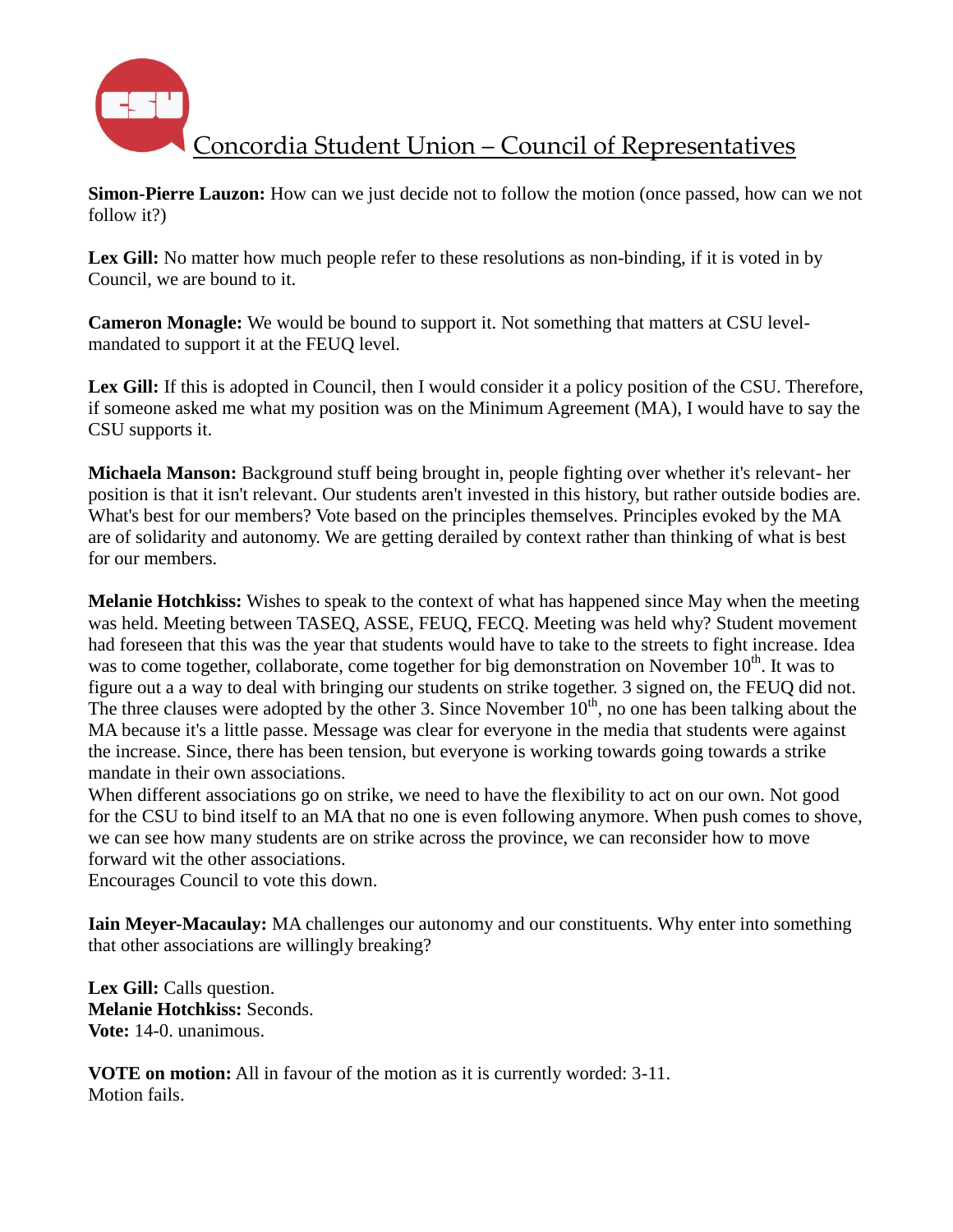**Simon-Pierre Lauzon:** How can we just decide not to follow the motion (once passed, how can we not follow it?)

**Lex Gill:** No matter how much people refer to these resolutions as non-binding, if it is voted in by Council, we are bound to it.

**Cameron Monagle:** We would be bound to support it. Not something that matters at CSU level- mandated to support it at the FEUQ level.

**Lex Gill:** If this is adopted in Council, then I would consider it a policy position of the CSU. Therefore, if someone asked me what my position was on the Minimum Agreement (MA), I would have to say the CSU supports it.

**Michaela Manson:** Background stuff being brought in, people fighting over whether it's relevant- her position is that it isn't relevant. Our students aren't invested in this history, but rather outside bodies are. What's best for our members? Vote based on the principles themselves. Principles evoked by the MA are of solidarity and autonomy. We are getting derailed by context rather than thinking of what is best for our members.

**Melanie Hotchkiss:** Wishes to speak to the context of what has happened since May when the meeting was held. Meeting between TASEQ, ASSE, FEUQ, FECQ. Meeting was held why? Student movement had foreseen that this was the year that students would have to take to the streets to fight increase. Idea was to come together, collaborate, come together for big demonstration on November 10th. It was to figure out a a way to deal with bringing our students on strike together. 3 signed on, the FEUQ did not. The three clauses were adopted by the other 3. Since November 10th, no one has been talking about the MA because it's a little passe. Message was clear for everyone in the media that students were against the increase. Since, there has been tension, but everyone is working towards going towards a strike mandate in their own associations.
When different associations go on strike, we need to have the flexibility to act on our own. Not good for the CSU to bind itself to an MA that no one is even following anymore. When push comes to shove, we can see how many students are on strike across the province, we can reconsider how to move forward wit the other associations.
Encourages Council to vote this down.

**Iain Meyer-Macaulay:** MA challenges our autonomy and our constituents. Why enter into something that other associations are willingly breaking?

**Lex Gill:** Calls question.
**Melanie Hotchkiss:** Seconds.
**Vote:** 14-0. unanimous.

**VOTE on motion:** All in favour of the motion as it is currently worded: 3-11.
Motion fails.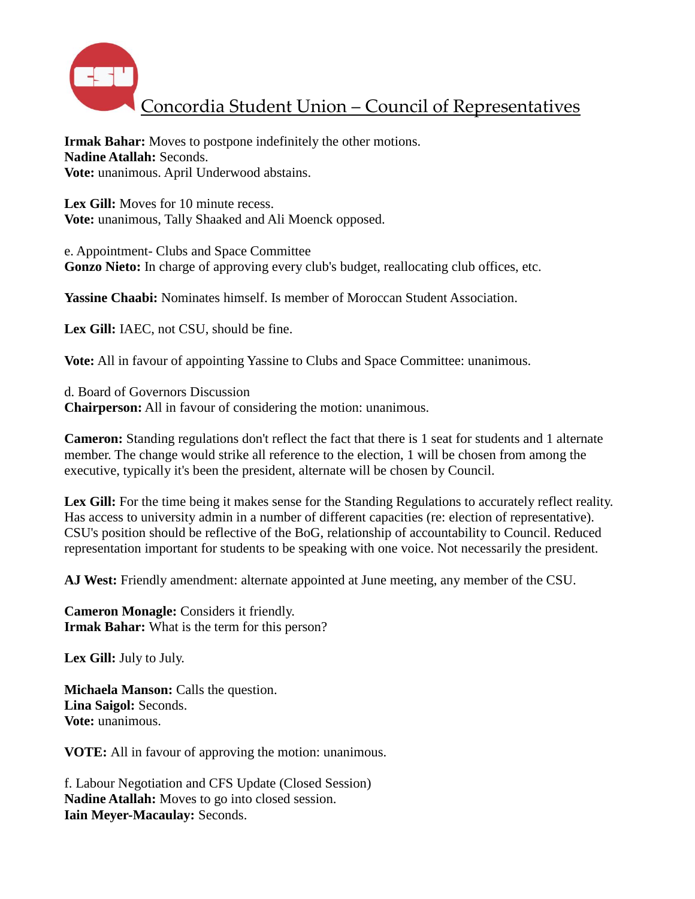# Concordia Student Union – Council of Representatives

**Irmak Bahar:** Moves to postpone indefinitely the other motions.
**Nadine Atallah:** Seconds.
**Vote:** unanimous. April Underwood abstains.

**Lex Gill:** Moves for 10 minute recess.
**Vote:** unanimous, Tally Shaaked and Ali Moenck opposed.

e. Appointment- Clubs and Space Committee
**Gonzo Nieto:** In charge of approving every club's budget, reallocating club offices, etc.

**Yassine Chaabi:** Nominates himself. Is member of Moroccan Student Association.

**Lex Gill:** IAEC, not CSU, should be fine.

**Vote:** All in favour of appointing Yassine to Clubs and Space Committee: unanimous.

d. Board of Governors Discussion
**Chairperson:** All in favour of considering the motion: unanimous.

**Cameron:** Standing regulations don't reflect the fact that there is 1 seat for students and 1 alternate member. The change would strike all reference to the election, 1 will be chosen from among the executive, typically it's been the president, alternate will be chosen by Council.

**Lex Gill:** For the time being it makes sense for the Standing Regulations to accurately reflect reality. Has access to university admin in a number of different capacities (re: election of representative). CSU's position should be reflective of the BoG, relationship of accountability to Council. Reduced representation important for students to be speaking with one voice. Not necessarily the president.

**AJ West:** Friendly amendment: alternate appointed at June meeting, any member of the CSU.

**Cameron Monagle:** Considers it friendly.
**Irmak Bahar:** What is the term for this person?

**Lex Gill:** July to July.

**Michaela Manson:** Calls the question.
**Lina Saigol:** Seconds.
**Vote:** unanimous.

**VOTE:** All in favour of approving the motion: unanimous.

f. Labour Negotiation and CFS Update (Closed Session)
**Nadine Atallah:** Moves to go into closed session.
**Iain Meyer-Macaulay:** Seconds.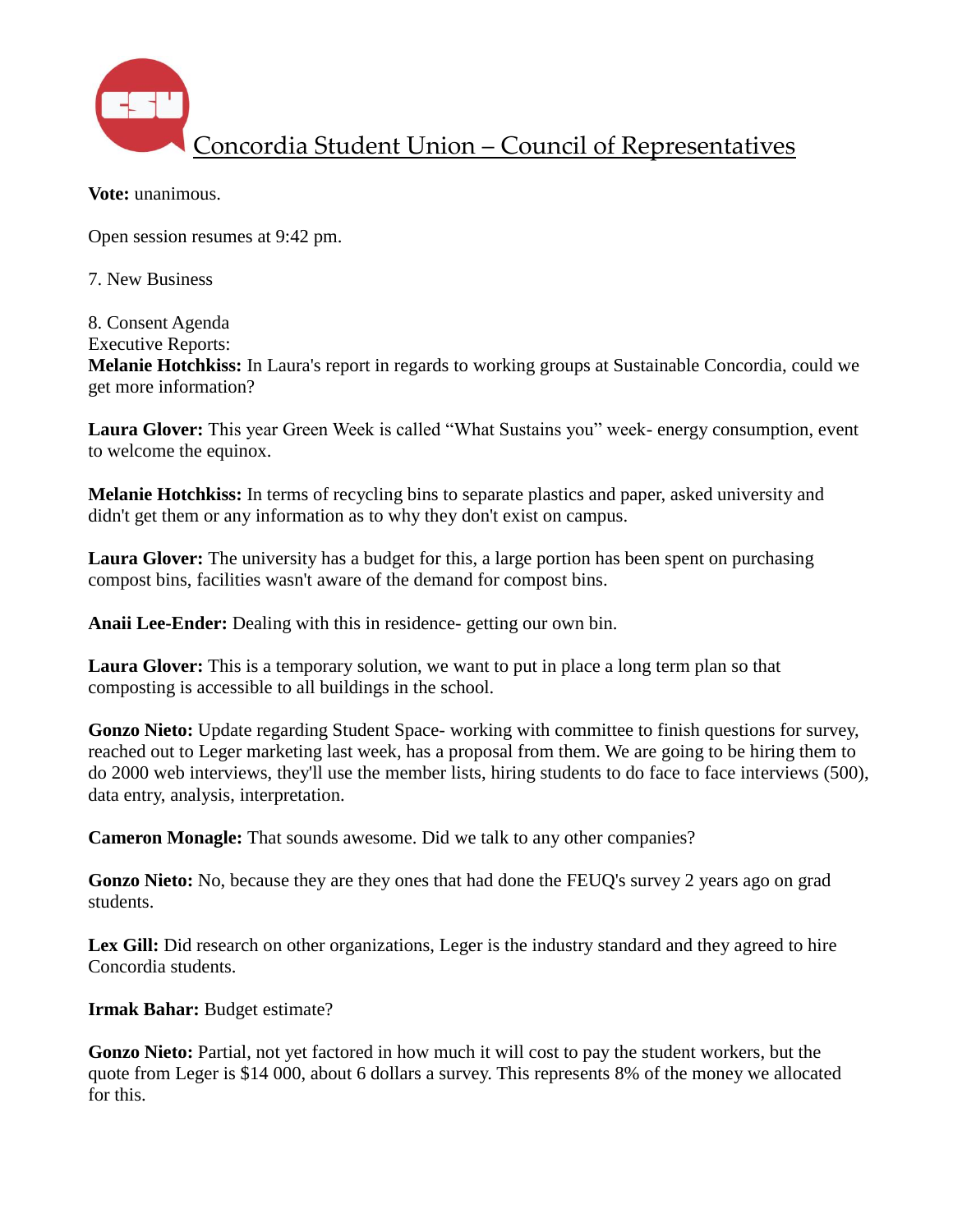**Vote:** unanimous.

Open session resumes at 9:42 pm.

7. New Business

8. Consent Agenda
Executive Reports:
**Melanie Hotchkiss:** In Laura's report in regards to working groups at Sustainable Concordia, could we get more information?

**Laura Glover:** This year Green Week is called "What Sustains you" week- energy consumption, event to welcome the equinox.

**Melanie Hotchkiss:** In terms of recycling bins to separate plastics and paper, asked university and didn't get them or any information as to why they don't exist on campus.

**Laura Glover:** The university has a budget for this, a large portion has been spent on purchasing compost bins, facilities wasn't aware of the demand for compost bins.

**Anaii Lee-Ender:** Dealing with this in residence- getting our own bin.

**Laura Glover:** This is a temporary solution, we want to put in place a long term plan so that composting is accessible to all buildings in the school.

**Gonzo Nieto:** Update regarding Student Space- working with committee to finish questions for survey, reached out to Leger marketing last week, has a proposal from them. We are going to be hiring them to do 2000 web interviews, they'll use the member lists, hiring students to do face to face interviews (500), data entry, analysis, interpretation.

**Cameron Monagle:** That sounds awesome. Did we talk to any other companies?

**Gonzo Nieto:** No, because they are they ones that had done the FEUQ's survey 2 years ago on grad students.

**Lex Gill:** Did research on other organizations, Leger is the industry standard and they agreed to hire Concordia students.

**Irmak Bahar:** Budget estimate?

**Gonzo Nieto:** Partial, not yet factored in how much it will cost to pay the student workers, but the quote from Leger is $14 000, about 6 dollars a survey. This represents 8% of the money we allocated for this.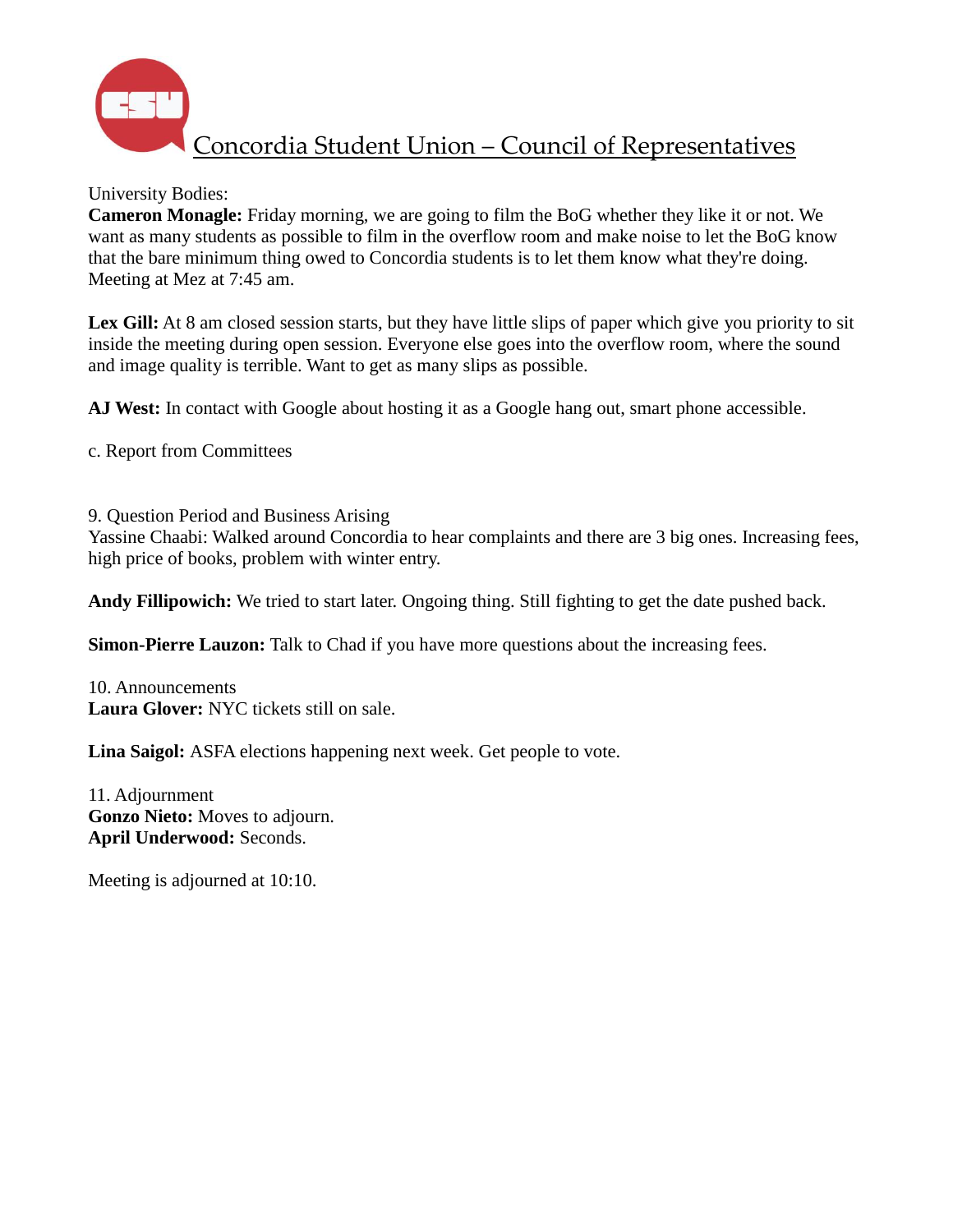Concordia Student Union – Council of Representatives

University Bodies:
**Cameron Monagle:** Friday morning, we are going to film the BoG whether they like it or not. We want as many students as possible to film in the overflow room and make noise to let the BoG know that the bare minimum thing owed to Concordia students is to let them know what they're doing. Meeting at Mez at 7:45 am.

**Lex Gill:** At 8 am closed session starts, but they have little slips of paper which give you priority to sit inside the meeting during open session. Everyone else goes into the overflow room, where the sound and image quality is terrible. Want to get as many slips as possible.

**AJ West:** In contact with Google about hosting it as a Google hang out, smart phone accessible.

c. Report from Committees

9. Question Period and Business Arising
Yassine Chaabi: Walked around Concordia to hear complaints and there are 3 big ones. Increasing fees, high price of books, problem with winter entry.

**Andy Fillipowich:** We tried to start later. Ongoing thing. Still fighting to get the date pushed back.

**Simon-Pierre Lauzon:** Talk to Chad if you have more questions about the increasing fees.

10. Announcements
**Laura Glover:** NYC tickets still on sale.

**Lina Saigol:** ASFA elections happening next week. Get people to vote.

11. Adjournment
**Gonzo Nieto:** Moves to adjourn.
**April Underwood:** Seconds.

Meeting is adjourned at 10:10.